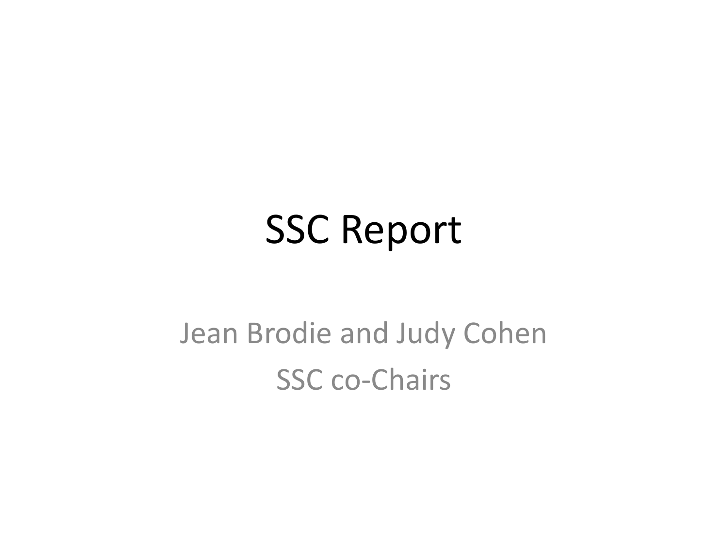# SSC Report

Jean Brodie and Judy Cohen

SSC co-Chairs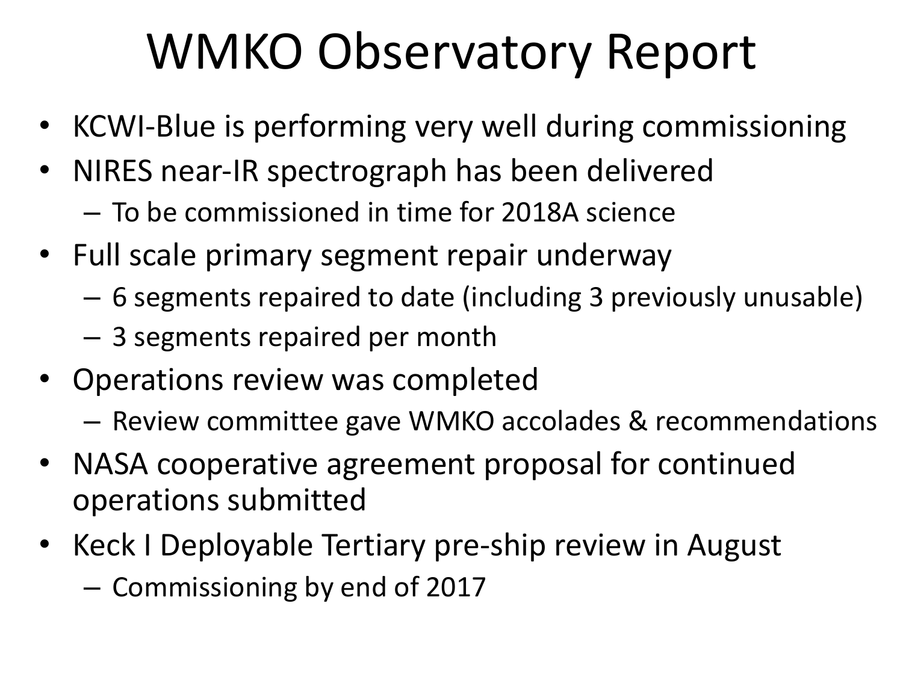# WMKO Observatory Report

- KCWI-Blue is performing very well during commissioning
- NIRES near-IR spectrograph has been delivered
  - To be commissioned in time for 2018A science
- Full scale primary segment repair underway
  - 6 segments repaired to date (including 3 previously unusable)
  - 3 segments repaired per month
- Operations review was completed
  - Review committee gave WMKO accolades & recommendations
- NASA cooperative agreement proposal for continued operations submitted
- Keck I Deployable Tertiary pre-ship review in August
  - Commissioning by end of 2017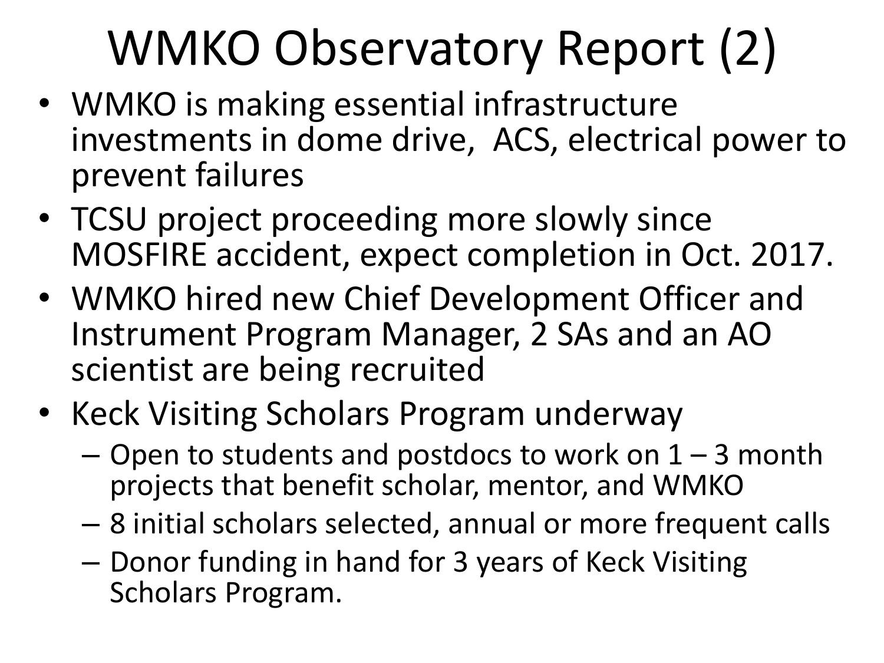# WMKO Observatory Report (2)

- WMKO is making essential infrastructure investments in dome drive, ACS, electrical power to prevent failures
- TCSU project proceeding more slowly since MOSFIRE accident, expect completion in Oct. 2017.
- WMKO hired new Chief Development Officer and Instrument Program Manager, 2 SAs and an AO scientist are being recruited
- Keck Visiting Scholars Program underway
  - Open to students and postdocs to work on 1 – 3 month projects that benefit scholar, mentor, and WMKO
  - 8 initial scholars selected, annual or more frequent calls
  - Donor funding in hand for 3 years of Keck Visiting Scholars Program.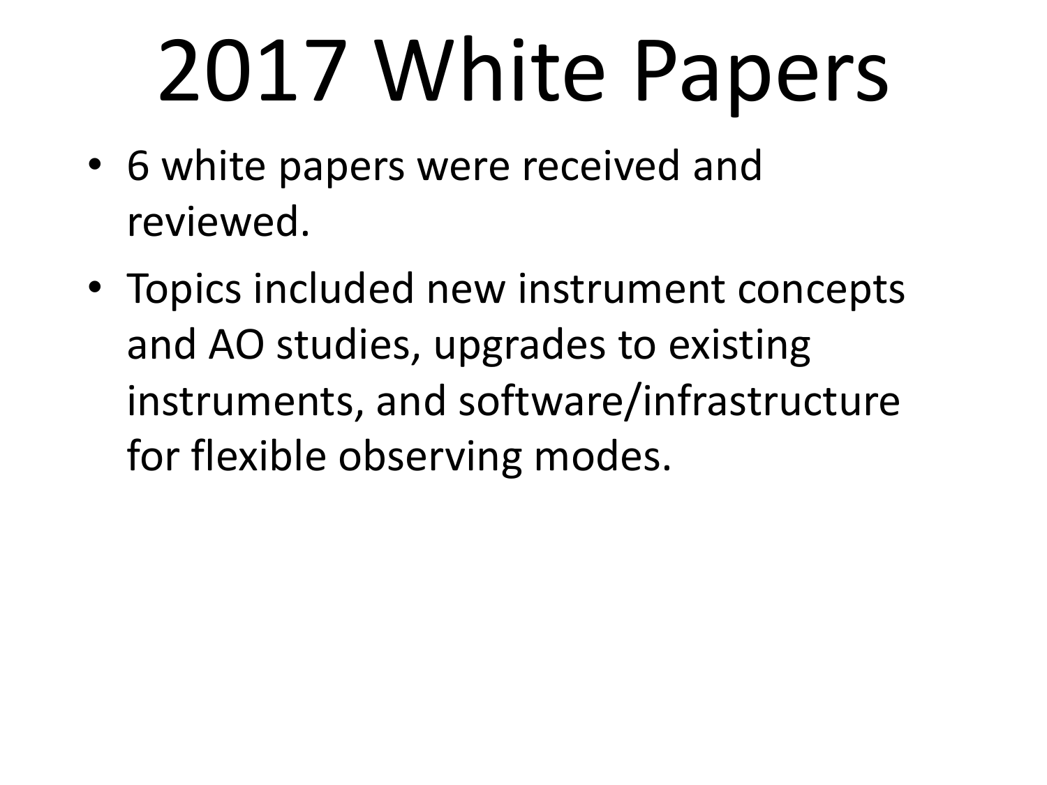# 2017 White Papers

- 6 white papers were received and reviewed.
- Topics included new instrument concepts and AO studies, upgrades to existing instruments, and software/infrastructure for flexible observing modes.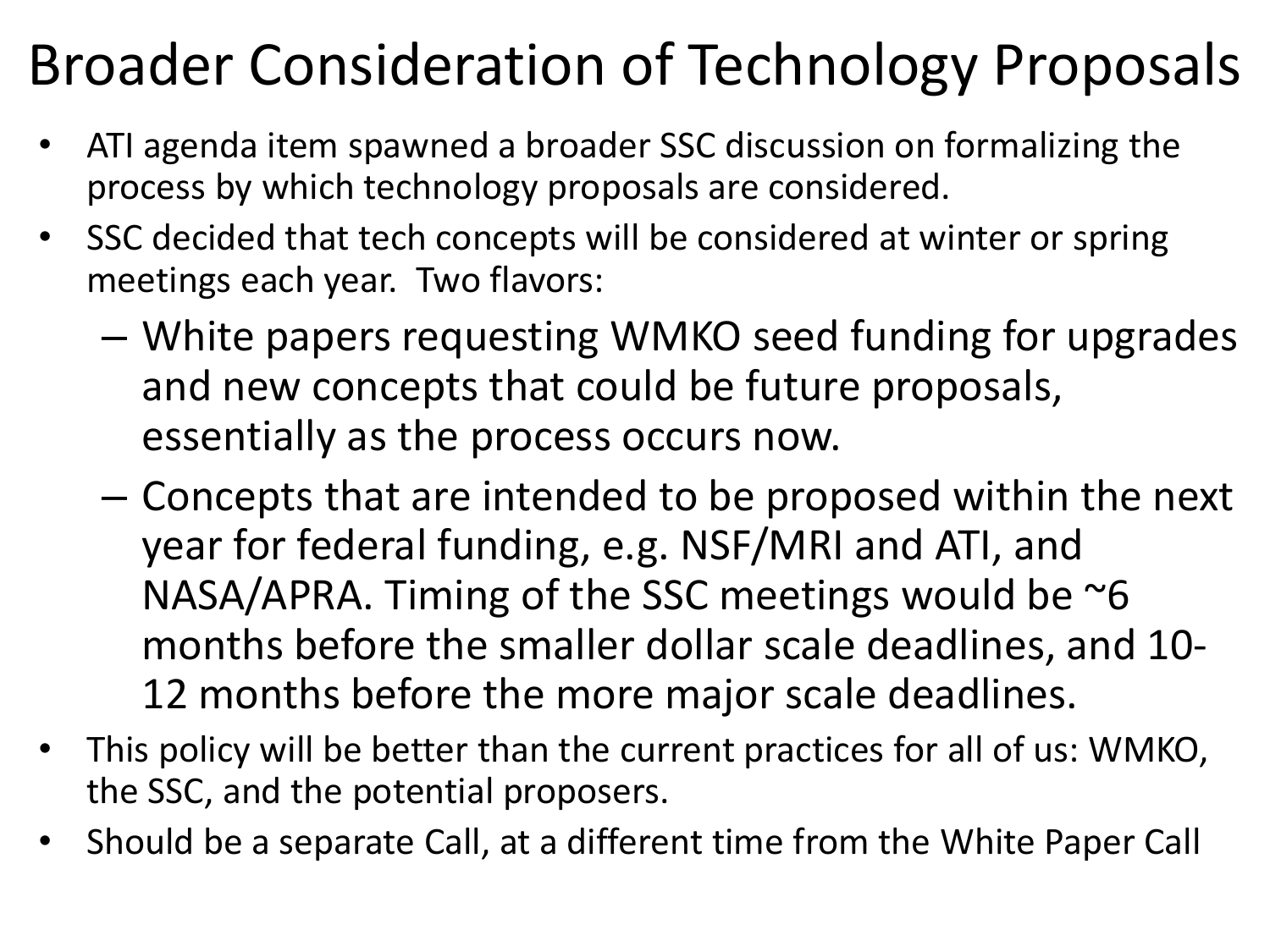# Broader Consideration of Technology Proposals

- ATI agenda item spawned a broader SSC discussion on formalizing the process by which technology proposals are considered.
- SSC decided that tech concepts will be considered at winter or spring meetings each year. Two flavors:
  - White papers requesting WMKO seed funding for upgrades and new concepts that could be future proposals, essentially as the process occurs now.
  - Concepts that are intended to be proposed within the next year for federal funding, e.g. NSF/MRI and ATI, and NASA/APRA. Timing of the SSC meetings would be ~6 months before the smaller dollar scale deadlines, and 10-12 months before the more major scale deadlines.
- This policy will be better than the current practices for all of us: WMKO, the SSC, and the potential proposers.
- Should be a separate Call, at a different time from the White Paper Call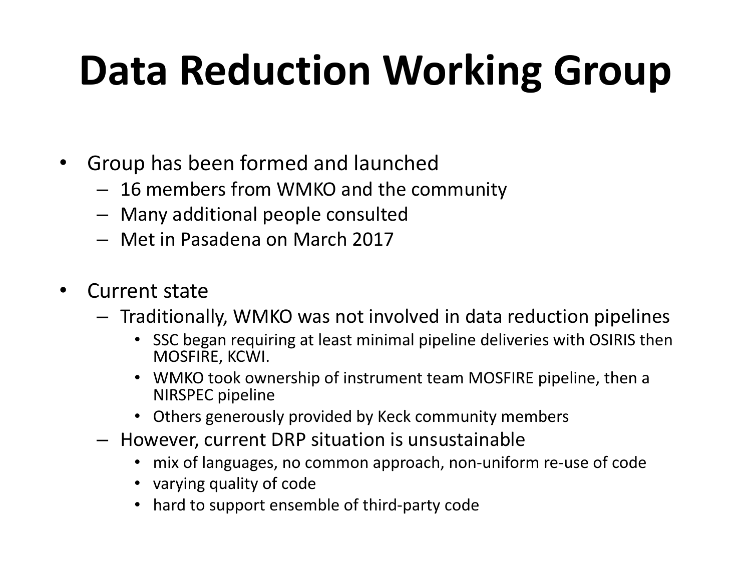# Data Reduction Working Group

- Group has been formed and launched
  - 16 members from WMKO and the community
  - Many additional people consulted
  - Met in Pasadena on March 2017
- Current state
  - Traditionally, WMKO was not involved in data reduction pipelines
    - SSC began requiring at least minimal pipeline deliveries with OSIRIS then MOSFIRE, KCWI.
    - WMKO took ownership of instrument team MOSFIRE pipeline, then a NIRSPEC pipeline
    - Others generously provided by Keck community members
  - However, current DRP situation is unsustainable
    - mix of languages, no common approach, non-uniform re-use of code
    - varying quality of code
    - hard to support ensemble of third-party code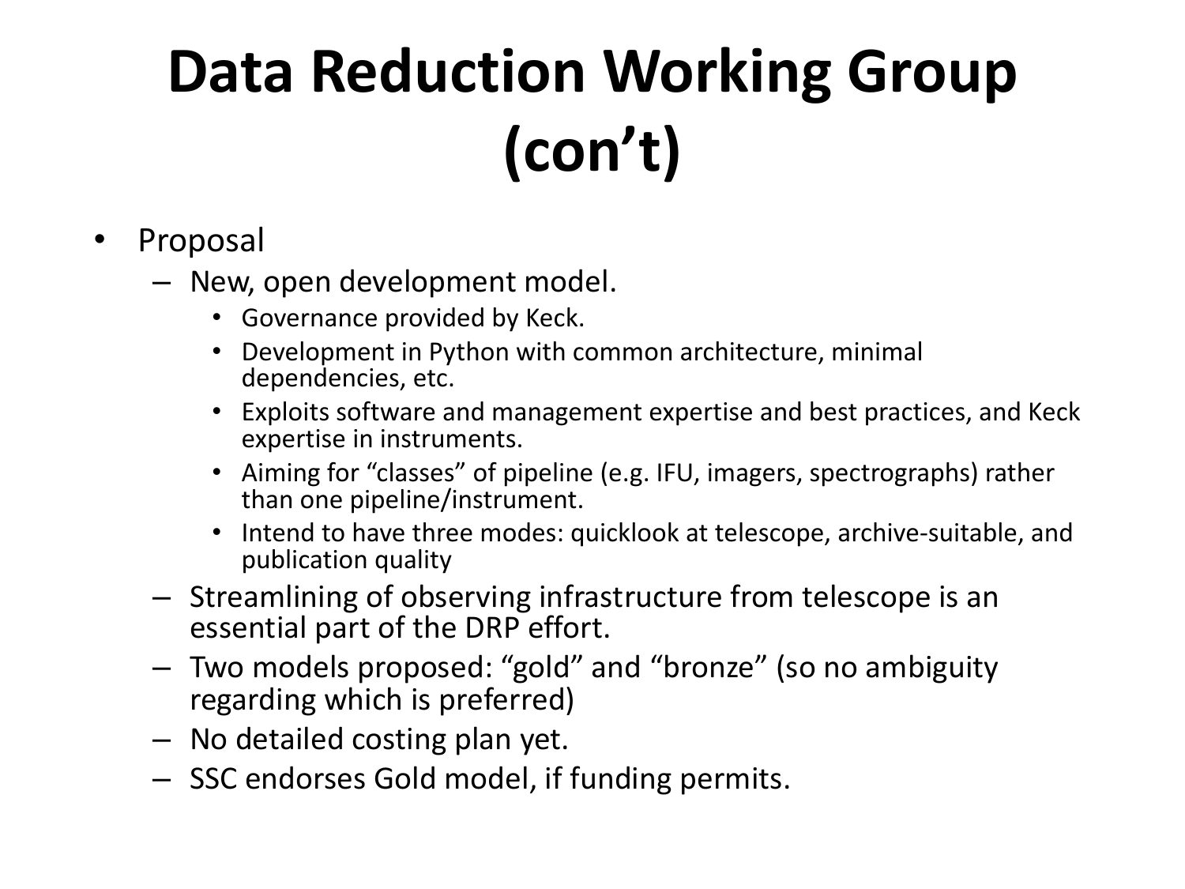# Data Reduction Working Group (con't)

- Proposal
  - New, open development model.
    - Governance provided by Keck.
    - Development in Python with common architecture, minimal dependencies, etc.
    - Exploits software and management expertise and best practices, and Keck expertise in instruments.
    - Aiming for "classes" of pipeline (e.g. IFU, imagers, spectrographs) rather than one pipeline/instrument.
    - Intend to have three modes: quicklook at telescope, archive-suitable, and publication quality
  - Streamlining of observing infrastructure from telescope is an essential part of the DRP effort.
  - Two models proposed: "gold" and "bronze" (so no ambiguity regarding which is preferred)
  - No detailed costing plan yet.
  - SSC endorses Gold model, if funding permits.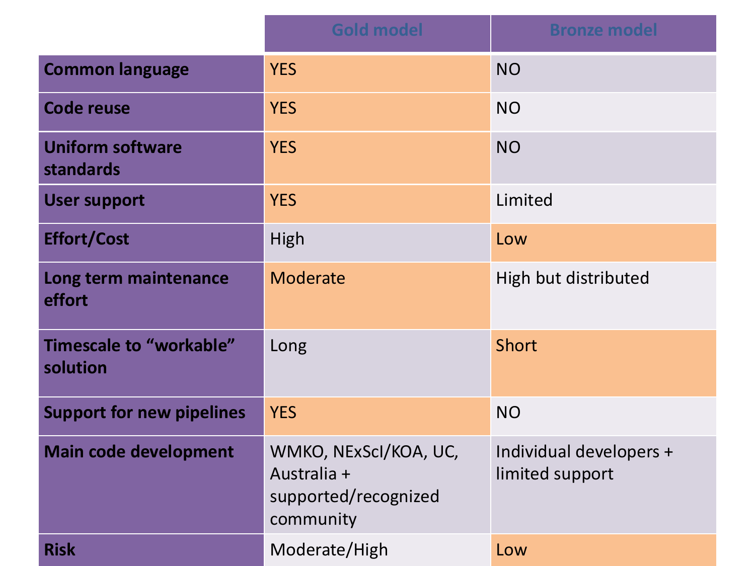| | Gold model | Bronze model |
|---|---|---|
| **Common language** | YES | NO |
| **Code reuse** | YES | NO |
| **Uniform software standards** | YES | NO |
| **User support** | YES | Limited |
| **Effort/Cost** | High | Low |
| **Long term maintenance effort** | Moderate | High but distributed |
| **Timescale to “workable” solution** | Long | Short |
| **Support for new pipelines** | YES | NO |
| **Main code development** | WMKO, NExScI/KOA, UC, Australia + supported/recognized community | Individual developers + limited support |
| **Risk** | Moderate/High | Low |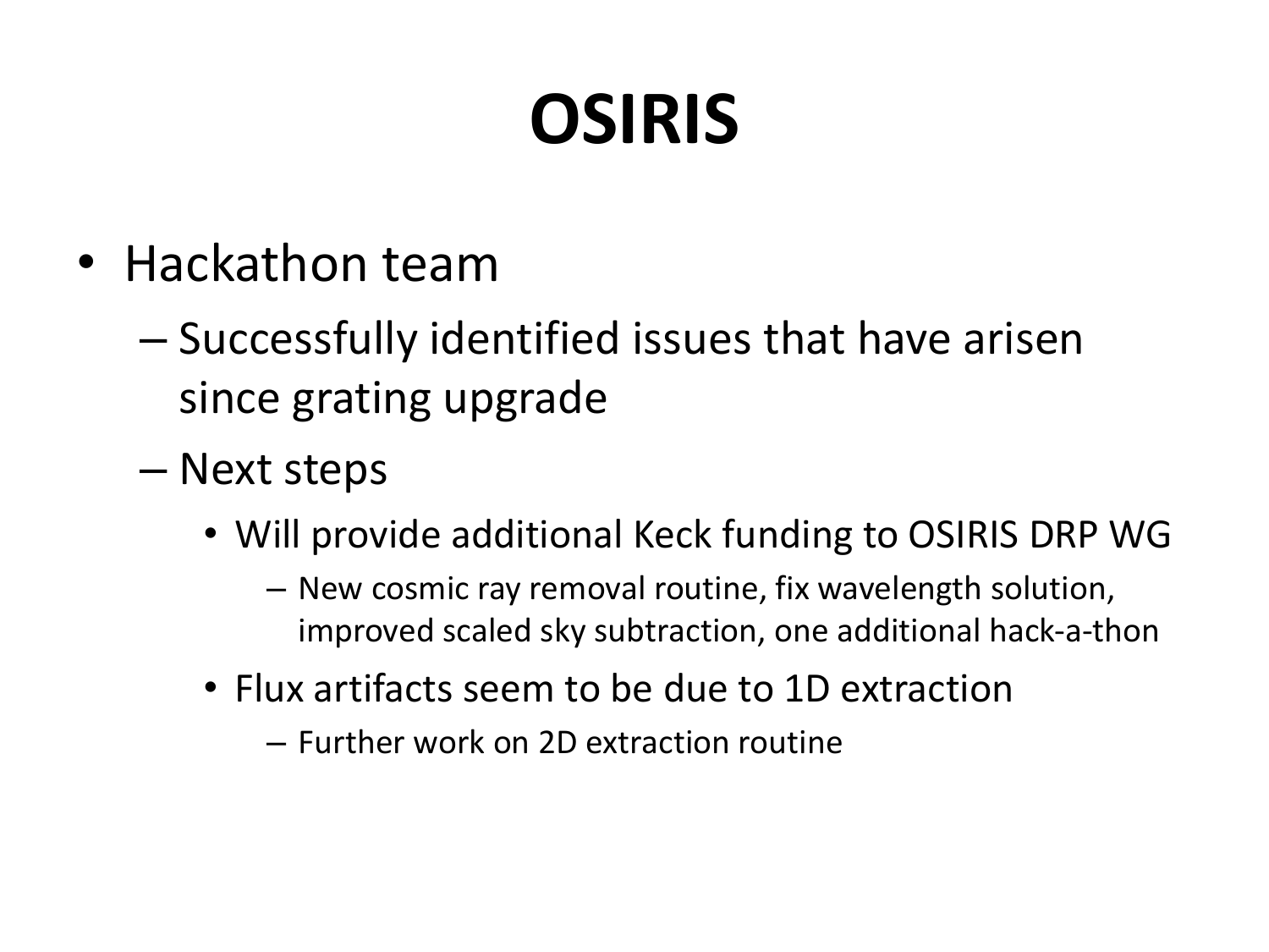# OSIRIS

- Hackathon team
  - Successfully identified issues that have arisen since grating upgrade
  - Next steps
    - Will provide additional Keck funding to OSIRIS DRP WG
      - New cosmic ray removal routine, fix wavelength solution, improved scaled sky subtraction, one additional hack-a-thon
    - Flux artifacts seem to be due to 1D extraction
      - Further work on 2D extraction routine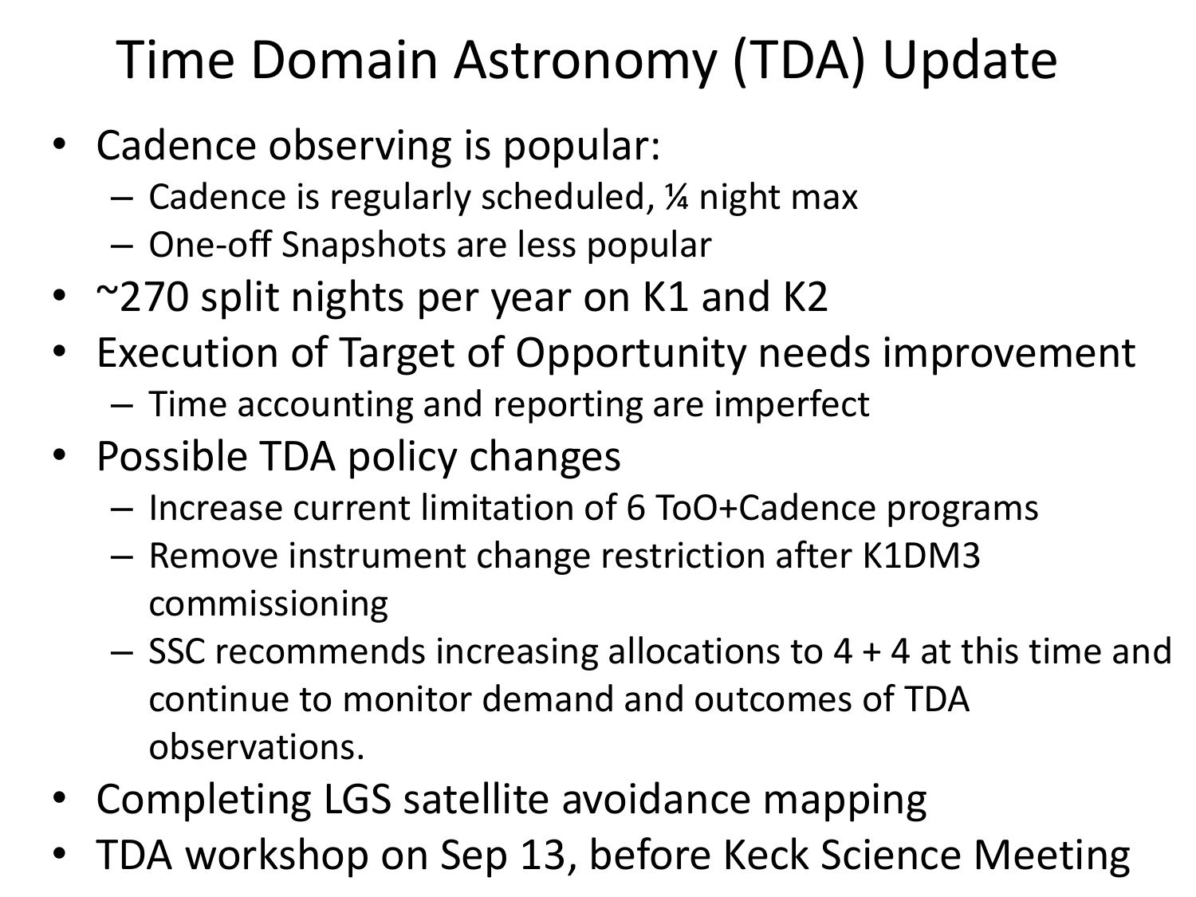# Time Domain Astronomy (TDA) Update

- Cadence observing is popular:
  - Cadence is regularly scheduled, ¼ night max
  - One-off Snapshots are less popular
- ~270 split nights per year on K1 and K2
- Execution of Target of Opportunity needs improvement
  - Time accounting and reporting are imperfect
- Possible TDA policy changes
  - Increase current limitation of 6 ToO+Cadence programs
  - Remove instrument change restriction after K1DM3 commissioning
  - SSC recommends increasing allocations to 4 + 4 at this time and continue to monitor demand and outcomes of TDA observations.
- Completing LGS satellite avoidance mapping
- TDA workshop on Sep 13, before Keck Science Meeting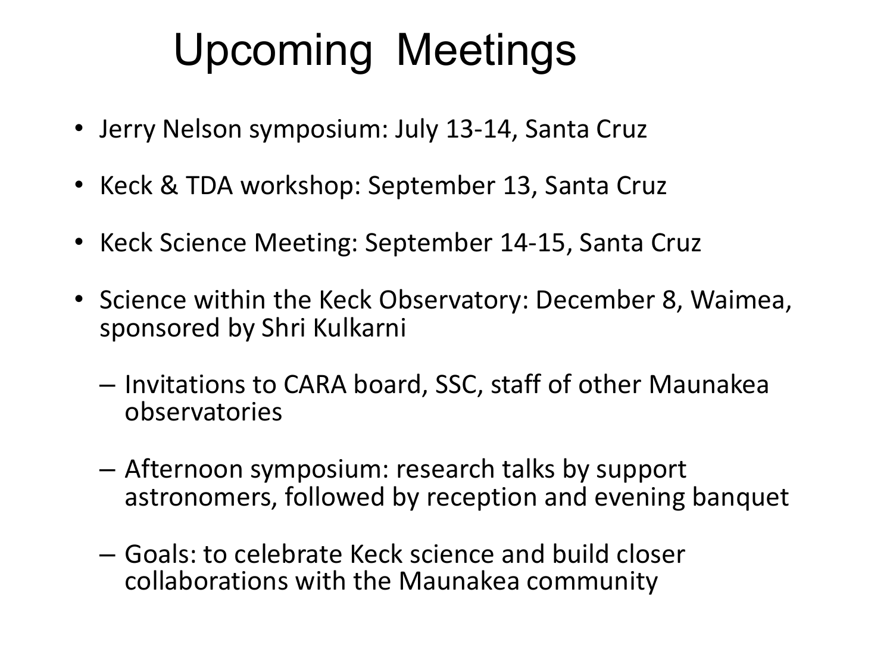# Upcoming Meetings

- Jerry Nelson symposium: July 13-14, Santa Cruz
- Keck & TDA workshop: September 13, Santa Cruz
- Keck Science Meeting: September 14-15, Santa Cruz
- Science within the Keck Observatory: December 8, Waimea, sponsored by Shri Kulkarni
  - Invitations to CARA board, SSC, staff of other Maunakea observatories
  - Afternoon symposium: research talks by support astronomers, followed by reception and evening banquet
  - Goals: to celebrate Keck science and build closer collaborations with the Maunakea community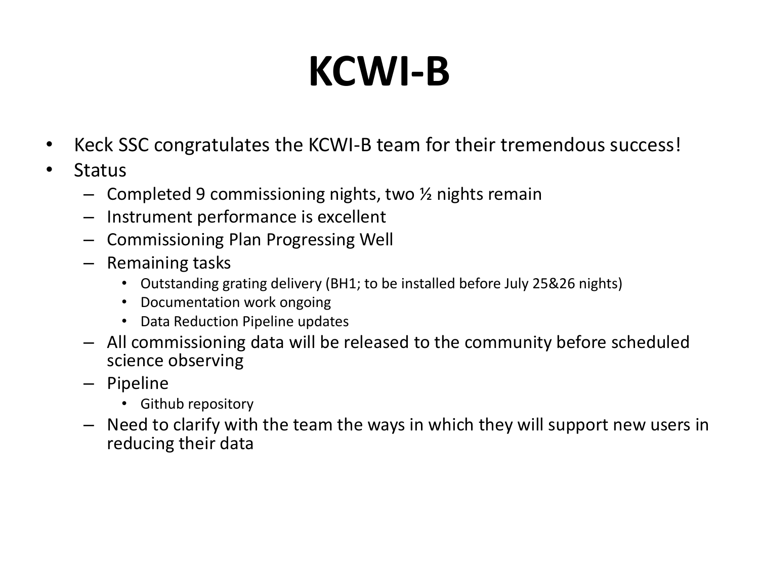# KCWI-B

- Keck SSC congratulates the KCWI-B team for their tremendous success!
- Status
  - Completed 9 commissioning nights, two ½ nights remain
  - Instrument performance is excellent
  - Commissioning Plan Progressing Well
  - Remaining tasks
    - Outstanding grating delivery (BH1; to be installed before July 25&26 nights)
    - Documentation work ongoing
    - Data Reduction Pipeline updates
  - All commissioning data will be released to the community before scheduled science observing
  - Pipeline
    - Github repository
  - Need to clarify with the team the ways in which they will support new users in reducing their data